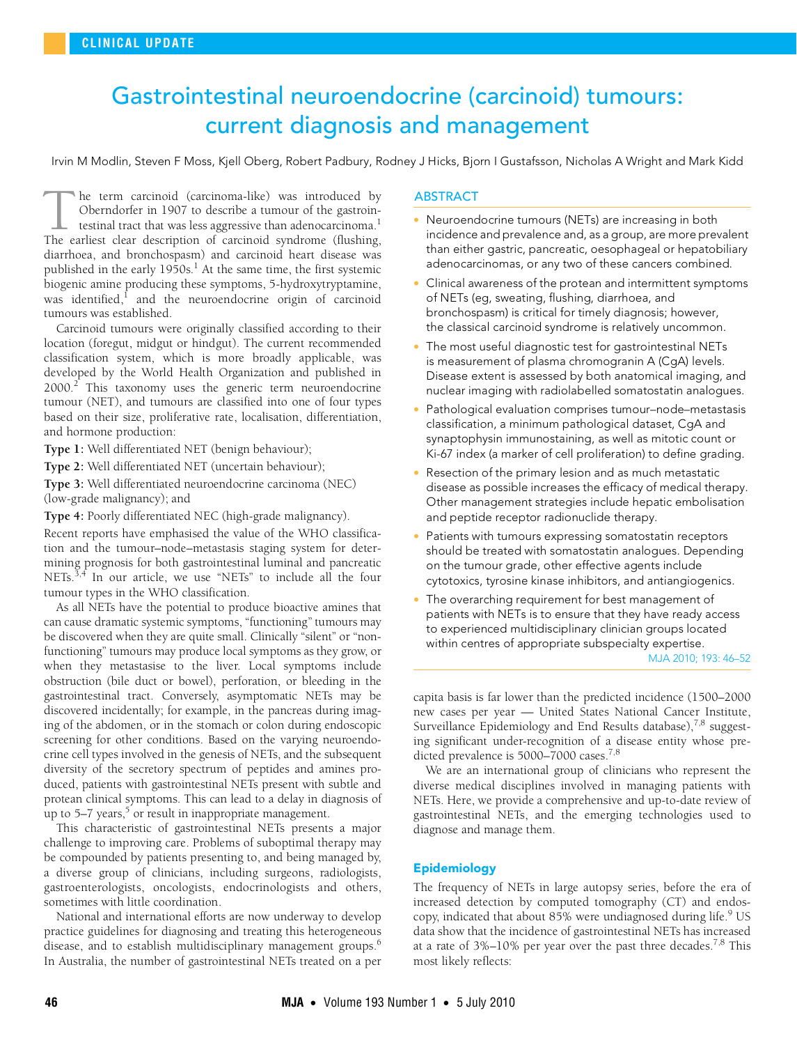CLINICAL UPDATE

# Gastrointestinal neuroendocrine (carcinoid) tumours: current diagnosis and management

Irvin M Modlin, Steven F Moss, Kjell Oberg, Robert Padbury, Rodney J Hicks, Bjorn I Gustafsson, Nicholas A Wright and Mark Kidd

## ABSTRACT

- Neuroendocrine tumours (NETs) are increasing in both incidence and prevalence and, as a group, are more prevalent than either gastric, pancreatic, oesophageal or hepatobiliary adenocarcinomas, or any two of these cancers combined.
- Clinical awareness of the protean and intermittent symptoms of NETs (eg, sweating, flushing, diarrhoea, and bronchospasm) is critical for timely diagnosis; however, the classical carcinoid syndrome is relatively uncommon.
- The most useful diagnostic test for gastrointestinal NETs is measurement of plasma chromogranin A (CgA) levels. Disease extent is assessed by both anatomical imaging, and nuclear imaging with radiolabelled somatostatin analogues.
- Pathological evaluation comprises tumour–node–metastasis classification, a minimum pathological dataset, CgA and synaptophysin immunostaining, as well as mitotic count or Ki-67 index (a marker of cell proliferation) to define grading.
- Resection of the primary lesion and as much metastatic disease as possible increases the efficacy of medical therapy. Other management strategies include hepatic embolisation and peptide receptor radionuclide therapy.
- Patients with tumours expressing somatostatin receptors should be treated with somatostatin analogues. Depending on the tumour grade, other effective agents include cytotoxics, tyrosine kinase inhibitors, and antiangiogenics.
- The overarching requirement for best management of patients with NETs is to ensure that they have ready access to experienced multidisciplinary clinician groups located within centres of appropriate subspecialty expertise.

MJA 2010; 193: 46–52

The term carcinoid (carcinoma-like) was introduced by Oberndorfer in 1907 to describe a tumour of the gastrointestinal tract that was less aggressive than adenocarcinoma.[1] The earliest clear description of carcinoid syndrome (flushing, diarrhoea, and bronchospasm) and carcinoid heart disease was published in the early 1950s.[1] At the same time, the first systemic biogenic amine producing these symptoms, 5-hydroxytryptamine, was identified,[1] and the neuroendocrine origin of carcinoid tumours was established.

Carcinoid tumours were originally classified according to their location (foregut, midgut or hindgut). The current recommended classification system, which is more broadly applicable, was developed by the World Health Organization and published in 2000.[2] This taxonomy uses the generic term neuroendocrine tumour (NET), and tumours are classified into one of four types based on their size, proliferative rate, localisation, differentiation, and hormone production:

**Type 1:** Well differentiated NET (benign behaviour);

**Type 2:** Well differentiated NET (uncertain behaviour);

**Type 3:** Well differentiated neuroendocrine carcinoma (NEC) (low-grade malignancy); and

**Type 4:** Poorly differentiated NEC (high-grade malignancy).

Recent reports have emphasised the value of the WHO classification and the tumour–node–metastasis staging system for determining prognosis for both gastrointestinal luminal and pancreatic NETs.[3,4] In our article, we use "NETs" to include all the four tumour types in the WHO classification.

As all NETs have the potential to produce bioactive amines that can cause dramatic systemic symptoms, "functioning" tumours may be discovered when they are quite small. Clinically "silent" or "non-functioning" tumours may produce local symptoms as they grow, or when they metastasise to the liver. Local symptoms include obstruction (bile duct or bowel), perforation, or bleeding in the gastrointestinal tract. Conversely, asymptomatic NETs may be discovered incidentally; for example, in the pancreas during imaging of the abdomen, or in the stomach or colon during endoscopic screening for other conditions. Based on the varying neuroendocrine cell types involved in the genesis of NETs, and the subsequent diversity of the secretory spectrum of peptides and amines produced, patients with gastrointestinal NETs present with subtle and protean clinical symptoms. This can lead to a delay in diagnosis of up to 5–7 years,[5] or result in inappropriate management.

This characteristic of gastrointestinal NETs presents a major challenge to improving care. Problems of suboptimal therapy may be compounded by patients presenting to, and being managed by, a diverse group of clinicians, including surgeons, radiologists, gastroenterologists, oncologists, endocrinologists and others, sometimes with little coordination.

National and international efforts are now underway to develop practice guidelines for diagnosing and treating this heterogeneous disease, and to establish multidisciplinary management groups.[6] In Australia, the number of gastrointestinal NETs treated on a per capita basis is far lower than the predicted incidence (1500–2000 new cases per year — United States National Cancer Institute, Surveillance Epidemiology and End Results database),[7,8] suggesting significant under-recognition of a disease entity whose predicted prevalence is 5000–7000 cases.[7,8]

We are an international group of clinicians who represent the diverse medical disciplines involved in managing patients with NETs. Here, we provide a comprehensive and up-to-date review of gastrointestinal NETs, and the emerging technologies used to diagnose and manage them.

## Epidemiology

The frequency of NETs in large autopsy series, before the era of increased detection by computed tomography (CT) and endoscopy, indicated that about 85% were undiagnosed during life.[9] US data show that the incidence of gastrointestinal NETs has increased at a rate of 3%–10% per year over the past three decades.[7,8] This most likely reflects: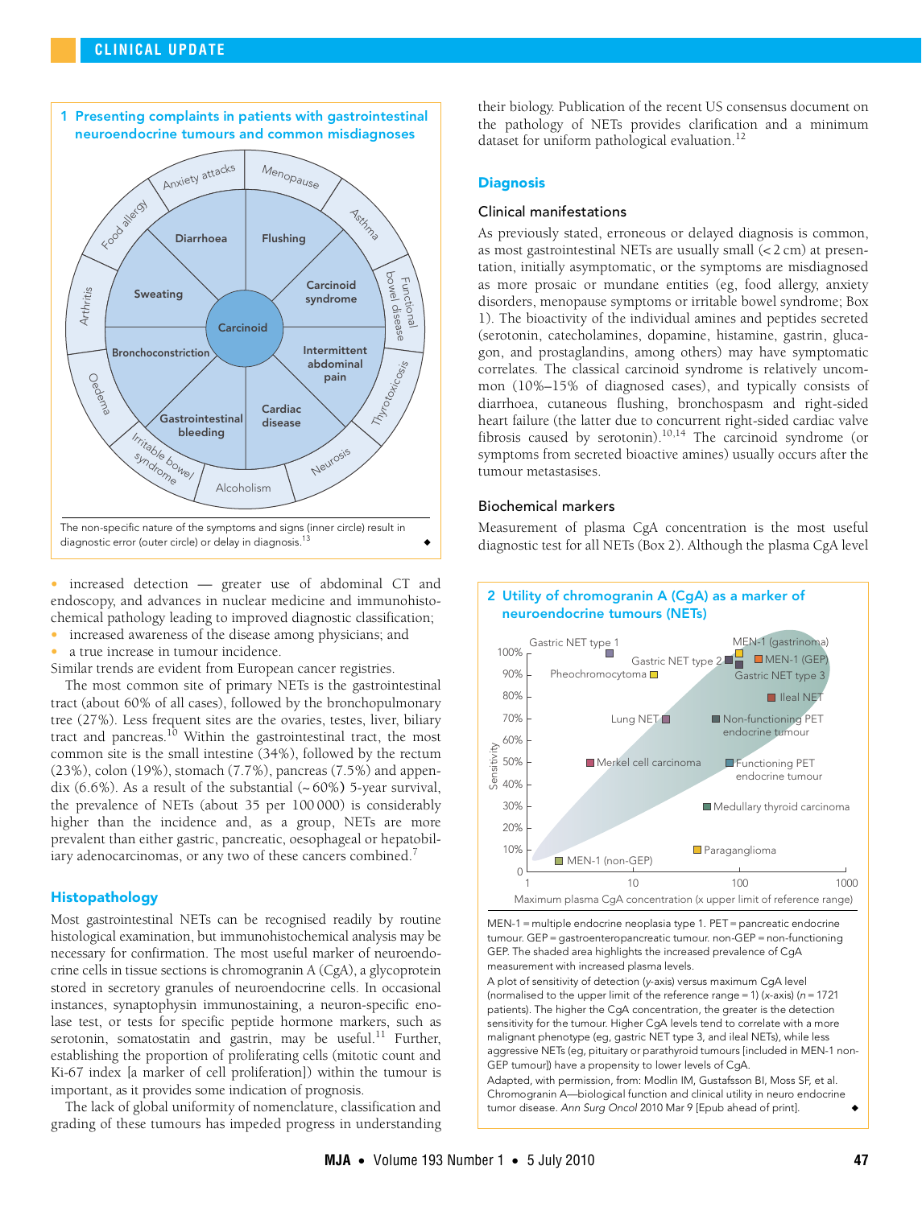**1 Presenting complaints in patients with gastrointestinal neuroendocrine tumours and common misdiagnoses**

Inner circle: Carcinoid; Diarrhoea; Flushing; Carcinoid syndrome; Intermittent abdominal pain; Cardiac disease; Gastrointestinal bleeding; Bronchoconstriction; Sweating

Outer circle: Anxiety attacks; Menopause; Asthma; Functional bowel disease; Thyrotoxicosis; Neurosis; Alcoholism; Irritable bowel syndrome; Oedema; Arthritis; Food allergy

The non-specific nature of the symptoms and signs (inner circle) result in diagnostic error (outer circle) or delay in diagnosis.[13] ◆

- increased detection — greater use of abdominal CT and endoscopy, and advances in nuclear medicine and immunohistochemical pathology leading to improved diagnostic classification;
- increased awareness of the disease among physicians; and
- a true increase in tumour incidence.

Similar trends are evident from European cancer registries.

The most common site of primary NETs is the gastrointestinal tract (about 60% of all cases), followed by the bronchopulmonary tree (27%). Less frequent sites are the ovaries, testes, liver, biliary tract and pancreas.[10] Within the gastrointestinal tract, the most common site is the small intestine (34%), followed by the rectum (23%), colon (19%), stomach (7.7%), pancreas (7.5%) and appendix (6.6%). As a result of the substantial (~60%) 5-year survival, the prevalence of NETs (about 35 per 100 000) is considerably higher than the incidence and, as a group, NETs are more prevalent than either gastric, pancreatic, oesophageal or hepatobiliary adenocarcinomas, or any two of these cancers combined.[7]

## Histopathology

Most gastrointestinal NETs can be recognised readily by routine histological examination, but immunohistochemical analysis may be necessary for confirmation. The most useful marker of neuroendocrine cells in tissue sections is chromogranin A (CgA), a glycoprotein stored in secretory granules of neuroendocrine cells. In occasional instances, synaptophysin immunostaining, a neuron-specific enolase test, or tests for specific peptide hormone markers, such as serotonin, somatostatin and gastrin, may be useful.[11] Further, establishing the proportion of proliferating cells (mitotic count and Ki-67 index [a marker of cell proliferation]) within the tumour is important, as it provides some indication of prognosis.

The lack of global uniformity of nomenclature, classification and grading of these tumours has impeded progress in understanding their biology. Publication of the recent US consensus document on the pathology of NETs provides clarification and a minimum dataset for uniform pathological evaluation.[12]

## Diagnosis

### Clinical manifestations

As previously stated, erroneous or delayed diagnosis is common, as most gastrointestinal NETs are usually small (< 2 cm) at presentation, initially asymptomatic, or the symptoms are misdiagnosed as more prosaic or mundane entities (eg, food allergy, anxiety disorders, menopause symptoms or irritable bowel syndrome; Box 1). The bioactivity of the individual amines and peptides secreted (serotonin, catecholamines, dopamine, histamine, gastrin, glucagon, and prostaglandins, among others) may have symptomatic correlates. The classical carcinoid syndrome is relatively uncommon (10%–15% of diagnosed cases), and typically consists of diarrhoea, cutaneous flushing, bronchospasm and right-sided heart failure (the latter due to concurrent right-sided cardiac valve fibrosis caused by serotonin).[10,14] The carcinoid syndrome (or symptoms from secreted bioactive amines) usually occurs after the tumour metastasises.

### Biochemical markers

Measurement of plasma CgA concentration is the most useful diagnostic test for all NETs (Box 2). Although the plasma CgA level

**2 Utility of chromogranin A (CgA) as a marker of neuroendocrine tumours (NETs)**

Plot: Sensitivity (y-axis, 0–100%) versus Maximum plasma CgA concentration (x upper limit of reference range) (x-axis, 1–1000, log scale). Labelled points: Gastric NET type 1; MEN-1 (gastrinoma); Gastric NET type 2; MEN-1 (GEP); Pheochromocytoma; Gastric NET type 3; Ileal NET; Lung NET; Non-functioning PET endocrine tumour; Merkel cell carcinoma; Functioning PET endocrine tumour; Medullary thyroid carcinoma; Paraganglioma; MEN-1 (non-GEP).

MEN-1 = multiple endocrine neoplasia type 1. PET = pancreatic endocrine tumour. GEP = gastroenteropancreatic tumour. non-GEP = non-functioning GEP. The shaded area highlights the increased prevalence of CgA measurement with increased plasma levels.

A plot of sensitivity of detection (y-axis) versus maximum CgA level (normalised to the upper limit of the reference range = 1) (x-axis) ($n$ = 1721 patients). The higher the CgA concentration, the greater is the detection sensitivity for the tumour. Higher CgA levels tend to correlate with a more malignant phenotype (eg, gastric NET type 3, and ileal NETs), while less aggressive NETs (eg, pituitary or parathyroid tumours [included in MEN-1 non-GEP tumour]) have a propensity to lower levels of CgA.

Adapted, with permission, from: Modlin IM, Gustafsson BI, Moss SF, et al. Chromogranin A—biological function and clinical utility in neuro endocrine tumor disease. *Ann Surg Oncol* 2010 Mar 9 [Epub ahead of print]. ◆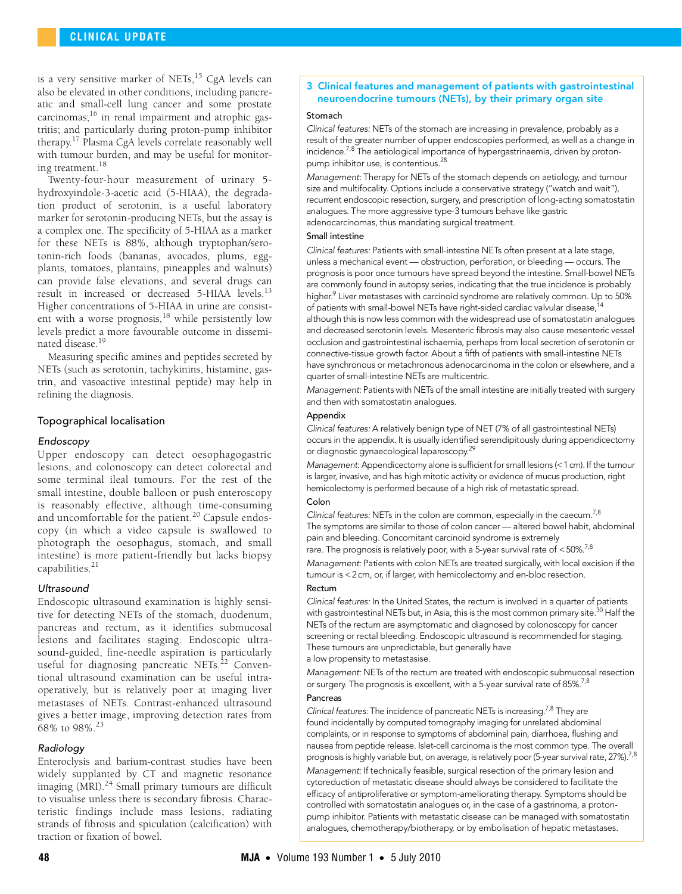is a very sensitive marker of NETs.[15] CgA levels can also be elevated in other conditions, including pancreatic and small-cell lung cancer and some prostate carcinomas;[16] in renal impairment and atrophic gastritis; and particularly during proton-pump inhibitor therapy.[17] Plasma CgA levels correlate reasonably well with tumour burden, and may be useful for monitoring treatment.[18]

Twenty-four-hour measurement of urinary 5-hydroxyindole-3-acetic acid (5-HIAA), the degradation product of serotonin, is a useful laboratory marker for serotonin-producing NETs, but the assay is a complex one. The specificity of 5-HIAA as a marker for these NETs is 88%, although tryptophan/serotonin-rich foods (bananas, avocados, plums, eggplants, tomatoes, plantains, pineapples and walnuts) can provide false elevations, and several drugs can result in increased or decreased 5-HIAA levels.[13] Higher concentrations of 5-HIAA in urine are consistent with a worse prognosis,[18] while persistently low levels predict a more favourable outcome in disseminated disease.[19]

Measuring specific amines and peptides secreted by NETs (such as serotonin, tachykinins, histamine, gastrin, and vasoactive intestinal peptide) may help in refining the diagnosis.

## Topographical localisation

### *Endoscopy*

Upper endoscopy can detect oesophagogastric lesions, and colonoscopy can detect colorectal and some terminal ileal tumours. For the rest of the small intestine, double balloon or push enteroscopy is reasonably effective, although time-consuming and uncomfortable for the patient.[20] Capsule endoscopy (in which a video capsule is swallowed to photograph the oesophagus, stomach, and small intestine) is more patient-friendly but lacks biopsy capabilities.[21]

### *Ultrasound*

Endoscopic ultrasound examination is highly sensitive for detecting NETs of the stomach, duodenum, pancreas and rectum, as it identifies submucosal lesions and facilitates staging. Endoscopic ultrasound-guided, fine-needle aspiration is particularly useful for diagnosing pancreatic NETs.[22] Conventional ultrasound examination can be useful intraoperatively, but is relatively poor at imaging liver metastases of NETs. Contrast-enhanced ultrasound gives a better image, improving detection rates from 68% to 98%.[23]

### *Radiology*

Enteroclysis and barium-contrast studies have been widely supplanted by CT and magnetic resonance imaging (MRI).[24] Small primary tumours are difficult to visualise unless there is secondary fibrosis. Characteristic findings include mass lesions, radiating strands of fibrosis and spiculation (calcification) with traction or fixation of bowel.

## 3 Clinical features and management of patients with gastrointestinal neuroendocrine tumours (NETs), by their primary organ site

**Stomach**

*Clinical features:* NETs of the stomach are increasing in prevalence, probably as a result of the greater number of upper endoscopies performed, as well as a change in incidence.[7,8] The aetiological importance of hypergastrinaemia, driven by proton-pump inhibitor use, is contentious.[28]

*Management:* Therapy for NETs of the stomach depends on aetiology, and tumour size and multifocality. Options include a conservative strategy ("watch and wait"), recurrent endoscopic resection, surgery, and prescription of long-acting somatostatin analogues. The more aggressive type-3 tumours behave like gastric adenocarcinomas, thus mandating surgical treatment.

**Small intestine**

*Clinical features:* Patients with small-intestine NETs often present at a late stage, unless a mechanical event — obstruction, perforation, or bleeding — occurs. The prognosis is poor once tumours have spread beyond the intestine. Small-bowel NETs are commonly found in autopsy series, indicating that the true incidence is probably higher.[9] Liver metastases with carcinoid syndrome are relatively common. Up to 50% of patients with small-bowel NETs have right-sided cardiac valvular disease,[14] although this is now less common with the widespread use of somatostatin analogues and decreased serotonin levels. Mesenteric fibrosis may also cause mesenteric vessel occlusion and gastrointestinal ischaemia, perhaps from local secretion of serotonin or connective-tissue growth factor. About a fifth of patients with small-intestine NETs have synchronous or metachronous adenocarcinoma in the colon or elsewhere, and a quarter of small-intestine NETs are multicentric.

*Management:* Patients with NETs of the small intestine are initially treated with surgery and then with somatostatin analogues.

**Appendix**

*Clinical features:* A relatively benign type of NET (7% of all gastrointestinal NETs) occurs in the appendix. It is usually identified serendipitously during appendicectomy or diagnostic gynaecological laparoscopy.[29]

*Management:* Appendicectomy alone is sufficient for small lesions (< 1 cm). If the tumour is larger, invasive, and has high mitotic activity or evidence of mucus production, right hemicolectomy is performed because of a high risk of metastatic spread.

**Colon**

*Clinical features:* NETs in the colon are common, especially in the caecum.[7,8] The symptoms are similar to those of colon cancer — altered bowel habit, abdominal pain and bleeding. Concomitant carcinoid syndrome is extremely rare. The prognosis is relatively poor, with a 5-year survival rate of < 50%.[7,8]

*Management:* Patients with colon NETs are treated surgically, with local excision if the tumour is < 2 cm, or, if larger, with hemicolectomy and en-bloc resection.

**Rectum**

*Clinical features:* In the United States, the rectum is involved in a quarter of patients with gastrointestinal NETs but, in Asia, this is the most common primary site.[30] Half the NETs of the rectum are asymptomatic and diagnosed by colonoscopy for cancer screening or rectal bleeding. Endoscopic ultrasound is recommended for staging. These tumours are unpredictable, but generally have a low propensity to metastasise.

*Management:* NETs of the rectum are treated with endoscopic submucosal resection or surgery. The prognosis is excellent, with a 5-year survival rate of 85%.[7,8]

**Pancreas**

*Clinical features:* The incidence of pancreatic NETs is increasing.[7,8] They are found incidentally by computed tomography imaging for unrelated abdominal complaints, or in response to symptoms of abdominal pain, diarrhoea, flushing and nausea from peptide release. Islet-cell carcinoma is the most common type. The overall prognosis is highly variable but, on average, is relatively poor (5-year survival rate, 27%).[7,8]

*Management:* If technically feasible, surgical resection of the primary lesion and cytoreduction of metastatic disease should always be considered to facilitate the efficacy of antiproliferative or symptom-ameliorating therapy. Symptoms should be controlled with somatostatin analogues or, in the case of a gastrinoma, a proton-pump inhibitor. Patients with metastatic disease can be managed with somatostatin analogues, chemotherapy/biotherapy, or by embolisation of hepatic metastases.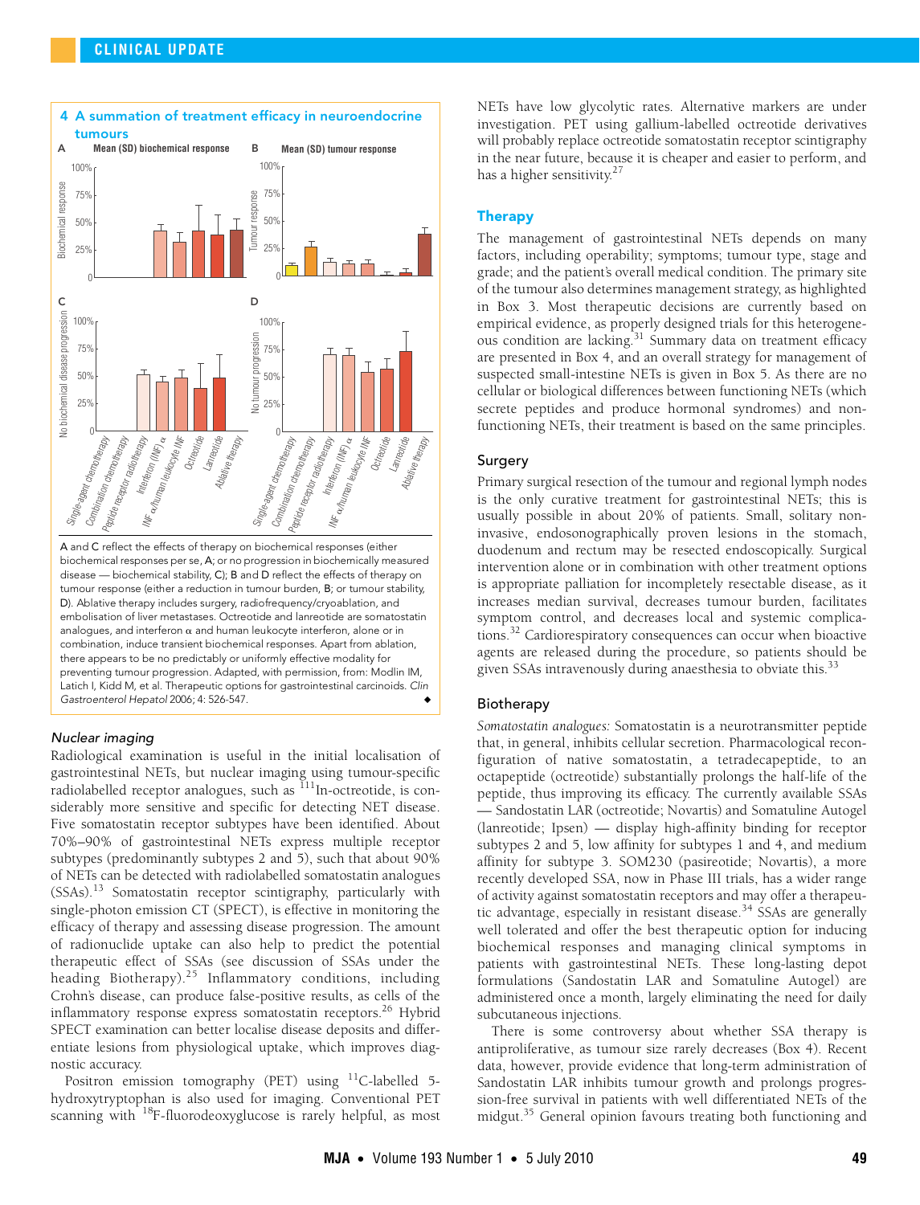## 4 A summation of treatment efficacy in neuroendocrine tumours

A and C reflect the effects of therapy on biochemical responses (either biochemical responses per se, A; or no progression in biochemically measured disease — biochemical stability, C); B and D reflect the effects of therapy on tumour response (either a reduction in tumour burden, B; or tumour stability, D). Ablative therapy includes surgery, radiofrequency/cryoablation, and embolisation of liver metastases. Octreotide and lanreotide are somatostatin analogues, and interferon α and human leukocyte interferon, alone or in combination, induce transient biochemical responses. Apart from ablation, there appears to be no predictably or uniformly effective modality for preventing tumour progression. Adapted, with permission, from: Modlin IM, Latich I, Kidd M, et al. Therapeutic options for gastrointestinal carcinoids. *Clin Gastroenterol Hepatol* 2006; 4: 526-547. ◆

### Nuclear imaging

Radiological examination is useful in the initial localisation of gastrointestinal NETs, but nuclear imaging using tumour-specific radiolabelled receptor analogues, such as $^{111}$In-octreotide, is considerably more sensitive and specific for detecting NET disease. Five somatostatin receptor subtypes have been identified. About 70%–90% of gastrointestinal NETs express multiple receptor subtypes (predominantly subtypes 2 and 5), such that about 90% of NETs can be detected with radiolabelled somatostatin analogues (SSAs).[13] Somatostatin receptor scintigraphy, particularly with single-photon emission CT (SPECT), is effective in monitoring the efficacy of therapy and assessing disease progression. The amount of radionuclide uptake can also help to predict the potential therapeutic effect of SSAs (see discussion of SSAs under the heading Biotherapy).[25] Inflammatory conditions, including Crohn's disease, can produce false-positive results, as cells of the inflammatory response express somatostatin receptors.[26] Hybrid SPECT examination can better localise disease deposits and differentiate lesions from physiological uptake, which improves diagnostic accuracy.

Positron emission tomography (PET) using $^{11}$C-labelled 5-hydroxytryptophan is also used for imaging. Conventional PET scanning with $^{18}$F-fluorodeoxyglucose is rarely helpful, as most NETs have low glycolytic rates. Alternative markers are under investigation. PET using gallium-labelled octreotide derivatives will probably replace octreotide somatostatin receptor scintigraphy in the near future, because it is cheaper and easier to perform, and has a higher sensitivity.[27]

## Therapy

The management of gastrointestinal NETs depends on many factors, including operability; symptoms; tumour type, stage and grade; and the patient's overall medical condition. The primary site of the tumour also determines management strategy, as highlighted in Box 3. Most therapeutic decisions are currently based on empirical evidence, as properly designed trials for this heterogeneous condition are lacking.[31] Summary data on treatment efficacy are presented in Box 4, and an overall strategy for management of suspected small-intestine NETs is given in Box 5. As there are no cellular or biological differences between functioning NETs (which secrete peptides and produce hormonal syndromes) and non-functioning NETs, their treatment is based on the same principles.

### Surgery

Primary surgical resection of the tumour and regional lymph nodes is the only curative treatment for gastrointestinal NETs; this is usually possible in about 20% of patients. Small, solitary non-invasive, endosonographically proven lesions in the stomach, duodenum and rectum may be resected endoscopically. Surgical intervention alone or in combination with other treatment options is appropriate palliation for incompletely resectable disease, as it increases median survival, decreases tumour burden, facilitates symptom control, and decreases local and systemic complications.[32] Cardiorespiratory consequences can occur when bioactive agents are released during the procedure, so patients should be given SSAs intravenously during anaesthesia to obviate this.[33]

### Biotherapy

*Somatostatin analogues:* Somatostatin is a neurotransmitter peptide that, in general, inhibits cellular secretion. Pharmacological reconfiguration of native somatostatin, a tetradecapeptide, to an octapeptide (octreotide) substantially prolongs the half-life of the peptide, thus improving its efficacy. The currently available SSAs — Sandostatin LAR (octreotide; Novartis) and Somatuline Autogel (lanreotide; Ipsen) — display high-affinity binding for receptor subtypes 2 and 5, low affinity for subtypes 1 and 4, and medium affinity for subtype 3. SOM230 (pasireotide; Novartis), a more recently developed SSA, now in Phase III trials, has a wider range of activity against somatostatin receptors and may offer a therapeutic advantage, especially in resistant disease.[34] SSAs are generally well tolerated and offer the best therapeutic option for inducing biochemical responses and managing clinical symptoms in patients with gastrointestinal NETs. These long-lasting depot formulations (Sandostatin LAR and Somatuline Autogel) are administered once a month, largely eliminating the need for daily subcutaneous injections.

There is some controversy about whether SSA therapy is antiproliferative, as tumour size rarely decreases (Box 4). Recent data, however, provide evidence that long-term administration of Sandostatin LAR inhibits tumour growth and prolongs progression-free survival in patients with well differentiated NETs of the midgut.[35] General opinion favours treating both functioning and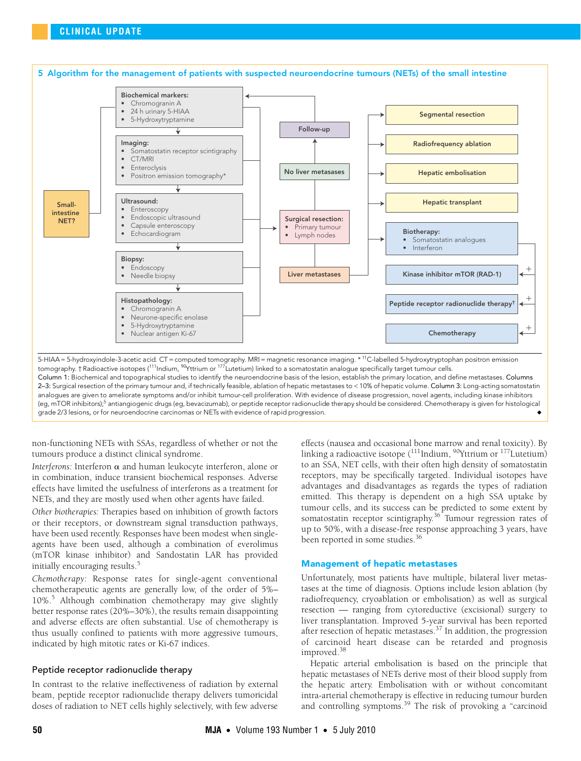**5 Algorithm for the management of patients with suspected neuroendocrine tumours (NETs) of the small intestine**

**Small-intestine NET?**

**Biochemical markers:**
- Chromogranin A
- 24 h urinary 5-HIAA
- 5-Hydroxytryptamine

**Imaging:**
- Somatostatin receptor scintigraphy
- CT/MRI
- Enteroclysis
- Positron emission tomography*

**Ultrasound:**
- Enteroscopy
- Endoscopic ultrasound
- Capsule enteroscopy
- Echocardiogram

**Biopsy:**
- Endoscopy
- Needle biopsy

**Histopathology:**
- Chromogranin A
- Neurone-specific enolase
- 5-Hydroxytryptamine
- Nuclear antigen Ki-67

**Surgical resection:**
- Primary tumour
- Lymph nodes

**No liver metastases** → **Follow-up**

**Liver metastases** →
- Segmental resection
- Radiofrequency ablation
- Hepatic embolisation
- Hepatic transplant
- **Biotherapy:**
  - Somatostatin analogues
  - Interferon
- + Kinase inhibitor mTOR (RAD-1)
- + Peptide receptor radionuclide therapy†
- + Chemotherapy

5-HIAA = 5-hydroxyindole-3-acetic acid. CT = computed tomography. MRI = magnetic resonance imaging. * $^{11}$C-labelled 5-hydroxytryptophan positron emission tomography. † Radioactive isotopes ($^{111}$Indium, $^{90}$Yttrium or $^{177}$Lutetium) linked to a somatostatin analogue specifically target tumour cells.
Column 1: Biochemical and topographical studies to identify the neuroendocrine basis of the lesion, establish the primary location, and define metastases. Columns 2–3: Surgical resection of the primary tumour and, if technically feasible, ablation of hepatic metastases to < 10% of hepatic volume. Column 3: Long-acting somatostatin analogues are given to ameliorate symptoms and/or inhibit tumour-cell proliferation. With evidence of disease progression, novel agents, including kinase inhibitors (eg, mTOR inhibitors);[5] antiangiogenic drugs (eg, bevacizumab), or peptide receptor radionuclide therapy should be considered. Chemotherapy is given for histological grade 2/3 lesions, or for neuroendocrine carcinomas or NETs with evidence of rapid progression. ◆

non-functioning NETs with SSAs, regardless of whether or not the tumours produce a distinct clinical syndrome.

*Interferons:* Interferon α and human leukocyte interferon, alone or in combination, induce transient biochemical responses. Adverse effects have limited the usefulness of interferons as a treatment for NETs, and they are mostly used when other agents have failed.

*Other biotherapies:* Therapies based on inhibition of growth factors or their receptors, or downstream signal transduction pathways, have been used recently. Responses have been modest when single-agents have been used, although a combination of everolimus (mTOR kinase inhibitor) and Sandostatin LAR has provided initially encouraging results.[5]

*Chemotherapy:* Response rates for single-agent conventional chemotherapeutic agents are generally low, of the order of 5%–10%.[5] Although combination chemotherapy may give slightly better response rates (20%–30%), the results remain disappointing and adverse effects are often substantial. Use of chemotherapy is thus usually confined to patients with more aggressive tumours, indicated by high mitotic rates or Ki-67 indices.

### Peptide receptor radionuclide therapy

In contrast to the relative ineffectiveness of radiation by external beam, peptide receptor radionuclide therapy delivers tumoricidal doses of radiation to NET cells highly selectively, with few adverse effects (nausea and occasional bone marrow and renal toxicity). By linking a radioactive isotope ($^{111}$Indium, $^{90}$Yttrium or $^{177}$Lutetium) to an SSA, NET cells, with their often high density of somatostatin receptors, may be specifically targeted. Individual isotopes have advantages and disadvantages as regards the types of radiation emitted. This therapy is dependent on a high SSA uptake by tumour cells, and its success can be predicted to some extent by somatostatin receptor scintigraphy.[36] Tumour regression rates of up to 50%, with a disease-free response approaching 3 years, have been reported in some studies.[36]

## Management of hepatic metastases

Unfortunately, most patients have multiple, bilateral liver metastases at the time of diagnosis. Options include lesion ablation (by radiofrequency, cryoablation or embolisation) as well as surgical resection — ranging from cytoreductive (excisional) surgery to liver transplantation. Improved 5-year survival has been reported after resection of hepatic metastases.[37] In addition, the progression of carcinoid heart disease can be retarded and prognosis improved.[38]

Hepatic arterial embolisation is based on the principle that hepatic metastases of NETs derive most of their blood supply from the hepatic artery. Embolisation with or without concomitant intra-arterial chemotherapy is effective in reducing tumour burden and controlling symptoms.[39] The risk of provoking a "carcinoid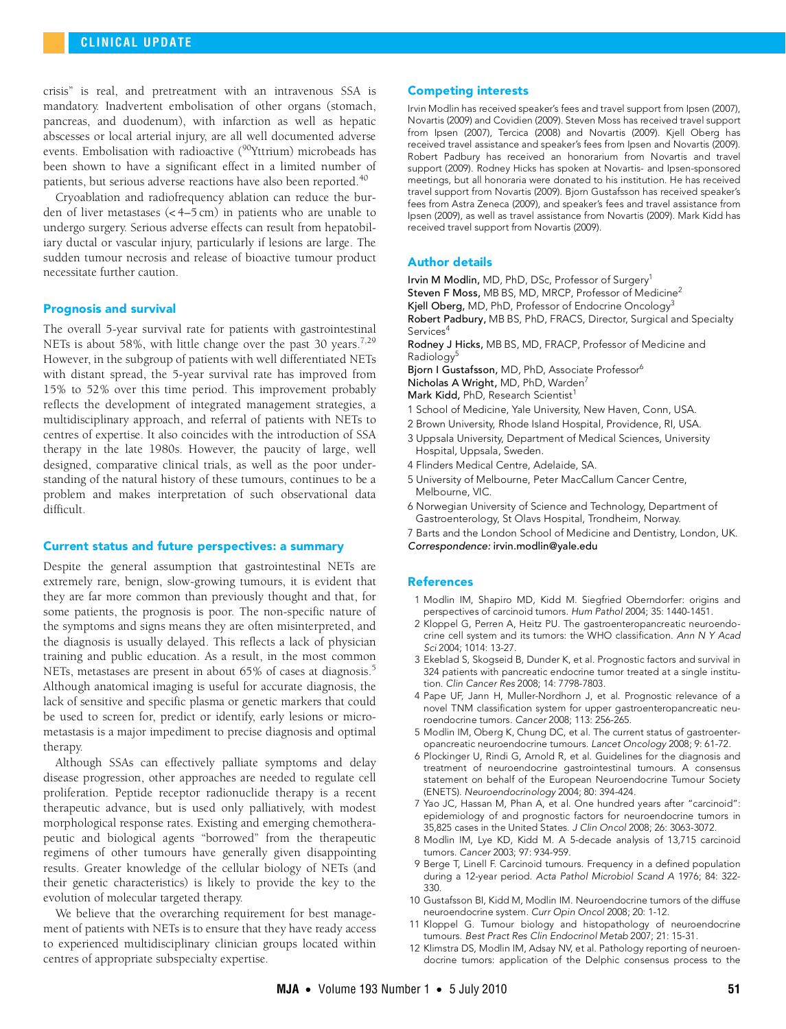crisis" is real, and pretreatment with an intravenous SSA is mandatory. Inadvertent embolisation of other organs (stomach, pancreas, and duodenum), with infarction as well as hepatic abscesses or local arterial injury, are all well documented adverse events. Embolisation with radioactive ($^{90}$Yttrium) microbeads has been shown to have a significant effect in a limited number of patients, but serious adverse reactions have also been reported.[40]

Cryoablation and radiofrequency ablation can reduce the burden of liver metastases (< 4–5 cm) in patients who are unable to undergo surgery. Serious adverse effects can result from hepatobiliary ductal or vascular injury, particularly if lesions are large. The sudden tumour necrosis and release of bioactive tumour product necessitate further caution.

## Prognosis and survival

The overall 5-year survival rate for patients with gastrointestinal NETs is about 58%, with little change over the past 30 years.[7,29] However, in the subgroup of patients with well differentiated NETs with distant spread, the 5-year survival rate has improved from 15% to 52% over this time period. This improvement probably reflects the development of integrated management strategies, a multidisciplinary approach, and referral of patients with NETs to centres of expertise. It also coincides with the introduction of SSA therapy in the late 1980s. However, the paucity of large, well designed, comparative clinical trials, as well as the poor understanding of the natural history of these tumours, continues to be a problem and makes interpretation of such observational data difficult.

## Current status and future perspectives: a summary

Despite the general assumption that gastrointestinal NETs are extremely rare, benign, slow-growing tumours, it is evident that they are far more common than previously thought and that, for some patients, the prognosis is poor. The non-specific nature of the symptoms and signs means they are often misinterpreted, and the diagnosis is usually delayed. This reflects a lack of physician training and public education. As a result, in the most common NETs, metastases are present in about 65% of cases at diagnosis.[5] Although anatomical imaging is useful for accurate diagnosis, the lack of sensitive and specific plasma or genetic markers that could be used to screen for, predict or identify, early lesions or micrometastasis is a major impediment to precise diagnosis and optimal therapy.

Although SSAs can effectively palliate symptoms and delay disease progression, other approaches are needed to regulate cell proliferation. Peptide receptor radionuclide therapy is a recent therapeutic advance, but is used only palliatively, with modest morphological response rates. Existing and emerging chemotherapeutic and biological agents "borrowed" from the therapeutic regimens of other tumours have generally given disappointing results. Greater knowledge of the cellular biology of NETs (and their genetic characteristics) is likely to provide the key to the evolution of molecular targeted therapy.

We believe that the overarching requirement for best management of patients with NETs is to ensure that they have ready access to experienced multidisciplinary clinician groups located within centres of appropriate subspecialty expertise.

## Competing interests

Irvin Modlin has received speaker's fees and travel support from Ipsen (2007), Novartis (2009) and Covidien (2009). Steven Moss has received travel support from Ipsen (2007), Tercica (2008) and Novartis (2009). Kjell Oberg has received travel assistance and speaker's fees from Ipsen and Novartis (2009). Robert Padbury has received an honorarium from Novartis and travel support (2009). Rodney Hicks has spoken at Novartis- and Ipsen-sponsored meetings, but all honoraria were donated to his institution. He has received travel support from Novartis (2009). Bjorn Gustafsson has received speaker's fees from Astra Zeneca (2009), and speaker's fees and travel assistance from Ipsen (2009), as well as travel assistance from Novartis (2009). Mark Kidd has received travel support from Novartis (2009).

## Author details

**Irvin M Modlin,** MD, PhD, DSc, Professor of Surgery[1]
**Steven F Moss,** MB BS, MD, MRCP, Professor of Medicine[2]
**Kjell Oberg,** MD, PhD, Professor of Endocrine Oncology[3]
**Robert Padbury,** MB BS, PhD, FRACS, Director, Surgical and Specialty Services[4]
**Rodney J Hicks,** MB BS, MD, FRACP, Professor of Medicine and Radiology[5]
**Bjorn I Gustafsson,** MD, PhD, Associate Professor[6]
**Nicholas A Wright,** MD, PhD, Warden[7]
**Mark Kidd,** PhD, Research Scientist[1]

1 School of Medicine, Yale University, New Haven, Conn, USA.
2 Brown University, Rhode Island Hospital, Providence, RI, USA.
3 Uppsala University, Department of Medical Sciences, University Hospital, Uppsala, Sweden.
4 Flinders Medical Centre, Adelaide, SA.
5 University of Melbourne, Peter MacCallum Cancer Centre, Melbourne, VIC.
6 Norwegian University of Science and Technology, Department of Gastroenterology, St Olavs Hospital, Trondheim, Norway.
7 Barts and the London School of Medicine and Dentistry, London, UK.
*Correspondence:* irvin.modlin@yale.edu

## References

1 Modlin IM, Shapiro MD, Kidd M. Siegfried Oberndorfer: origins and perspectives of carcinoid tumors. *Hum Pathol* 2004; 35: 1440-1451.
2 Kloppel G, Perren A, Heitz PU. The gastroenteropancreatic neuroendocrine cell system and its tumors: the WHO classification. *Ann N Y Acad Sci* 2004; 1014: 13-27.
3 Ekeblad S, Skogseid B, Dunder K, et al. Prognostic factors and survival in 324 patients with pancreatic endocrine tumor treated at a single institution. *Clin Cancer Res* 2008; 14: 7798-7803.
4 Pape UF, Jann H, Muller-Nordhorn J, et al. Prognostic relevance of a novel TNM classification system for upper gastroenteropancreatic neuroendocrine tumors. *Cancer* 2008; 113: 256-265.
5 Modlin IM, Oberg K, Chung DC, et al. The current status of gastroenteropancreatic neuroendocrine tumours. *Lancet Oncology* 2008; 9: 61-72.
6 Plockinger U, Rindi G, Arnold R, et al. Guidelines for the diagnosis and treatment of neuroendocrine gastrointestinal tumours. A consensus statement on behalf of the European Neuroendocrine Tumour Society (ENETS). *Neuroendocrinology* 2004; 80: 394-424.
7 Yao JC, Hassan M, Phan A, et al. One hundred years after "carcinoid": epidemiology of and prognostic factors for neuroendocrine tumors in 35,825 cases in the United States. *J Clin Oncol* 2008; 26: 3063-3072.
8 Modlin IM, Lye KD, Kidd M. A 5-decade analysis of 13,715 carcinoid tumors. *Cancer* 2003; 97: 934-959.
9 Berge T, Linell F. Carcinoid tumours. Frequency in a defined population during a 12-year period. *Acta Pathol Microbiol Scand A* 1976; 84: 322-330.
10 Gustafsson BI, Kidd M, Modlin IM. Neuroendocrine tumors of the diffuse neuroendocrine system. *Curr Opin Oncol* 2008; 20: 1-12.
11 Kloppel G. Tumour biology and histopathology of neuroendocrine tumours. *Best Pract Res Clin Endocrinol Metab* 2007; 21: 15-31.
12 Klimstra DS, Modlin IM, Adsay NV, et al. Pathology reporting of neuroendocrine tumors: application of the Delphic consensus process to the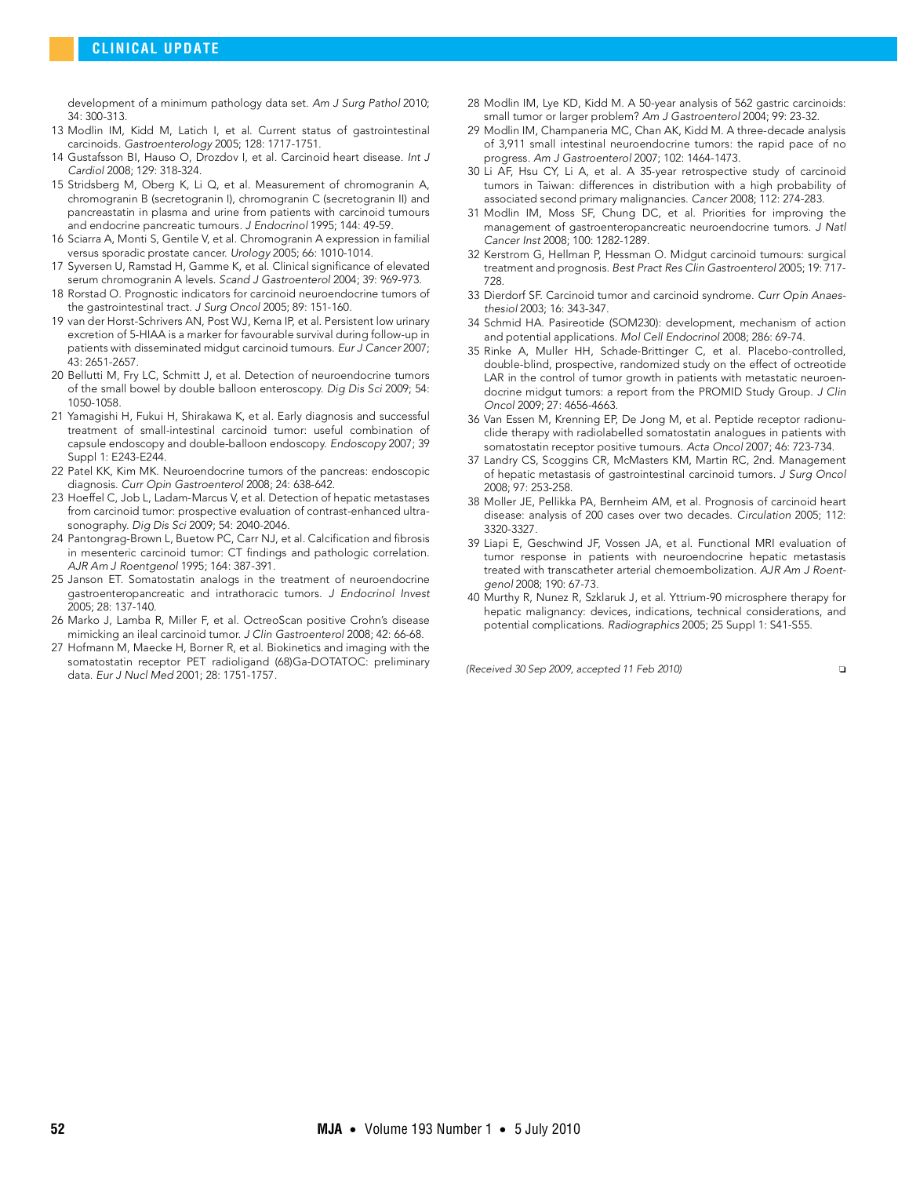development of a minimum pathology data set. *Am J Surg Pathol* 2010; 34: 300-313.

13 Modlin IM, Kidd M, Latich I, et al. Current status of gastrointestinal carcinoids. *Gastroenterology* 2005; 128: 1717-1751.

14 Gustafsson BI, Hauso O, Drozdov I, et al. Carcinoid heart disease. *Int J Cardiol* 2008; 129: 318-324.

15 Stridsberg M, Oberg K, Li Q, et al. Measurement of chromogranin A, chromogranin B (secretogranin I), chromogranin C (secretogranin II) and pancreastatin in plasma and urine from patients with carcinoid tumours and endocrine pancreatic tumours. *J Endocrinol* 1995; 144: 49-59.

16 Sciarra A, Monti S, Gentile V, et al. Chromogranin A expression in familial versus sporadic prostate cancer. *Urology* 2005; 66: 1010-1014.

17 Syversen U, Ramstad H, Gamme K, et al. Clinical significance of elevated serum chromogranin A levels. *Scand J Gastroenterol* 2004; 39: 969-973.

18 Rorstad O. Prognostic indicators for carcinoid neuroendocrine tumors of the gastrointestinal tract. *J Surg Oncol* 2005; 89: 151-160.

19 van der Horst-Schrivers AN, Post WJ, Kema IP, et al. Persistent low urinary excretion of 5-HIAA is a marker for favourable survival during follow-up in patients with disseminated midgut carcinoid tumours. *Eur J Cancer* 2007; 43: 2651-2657.

20 Bellutti M, Fry LC, Schmitt J, et al. Detection of neuroendocrine tumors of the small bowel by double balloon enteroscopy. *Dig Dis Sci* 2009; 54: 1050-1058.

21 Yamagishi H, Fukui H, Shirakawa K, et al. Early diagnosis and successful treatment of small-intestinal carcinoid tumor: useful combination of capsule endoscopy and double-balloon endoscopy. *Endoscopy* 2007; 39 Suppl 1: E243-E244.

22 Patel KK, Kim MK. Neuroendocrine tumors of the pancreas: endoscopic diagnosis. *Curr Opin Gastroenterol* 2008; 24: 638-642.

23 Hoeffel C, Job L, Ladam-Marcus V, et al. Detection of hepatic metastases from carcinoid tumor: prospective evaluation of contrast-enhanced ultrasonography. *Dig Dis Sci* 2009; 54: 2040-2046.

24 Pantongrag-Brown L, Buetow PC, Carr NJ, et al. Calcification and fibrosis in mesenteric carcinoid tumor: CT findings and pathologic correlation. *AJR Am J Roentgenol* 1995; 164: 387-391.

25 Janson ET. Somatostatin analogs in the treatment of neuroendocrine gastroenteropancreatic and intrathoracic tumors. *J Endocrinol Invest* 2005; 28: 137-140.

26 Marko J, Lamba R, Miller F, et al. OctreoScan positive Crohn's disease mimicking an ileal carcinoid tumor. *J Clin Gastroenterol* 2008; 42: 66-68.

27 Hofmann M, Maecke H, Borner R, et al. Biokinetics and imaging with the somatostatin receptor PET radioligand (68)Ga-DOTATOC: preliminary data. *Eur J Nucl Med* 2001; 28: 1751-1757.

28 Modlin IM, Lye KD, Kidd M. A 50-year analysis of 562 gastric carcinoids: small tumor or larger problem? *Am J Gastroenterol* 2004; 99: 23-32.

29 Modlin IM, Champaneria MC, Chan AK, Kidd M. A three-decade analysis of 3,911 small intestinal neuroendocrine tumors: the rapid pace of no progress. *Am J Gastroenterol* 2007; 102: 1464-1473.

30 Li AF, Hsu CY, Li A, et al. A 35-year retrospective study of carcinoid tumors in Taiwan: differences in distribution with a high probability of associated second primary malignancies. *Cancer* 2008; 112: 274-283.

31 Modlin IM, Moss SF, Chung DC, et al. Priorities for improving the management of gastroenteropancreatic neuroendocrine tumors. *J Natl Cancer Inst* 2008; 100: 1282-1289.

32 Kerstrom G, Hellman P, Hessman O. Midgut carcinoid tumours: surgical treatment and prognosis. *Best Pract Res Clin Gastroenterol* 2005; 19: 717-728.

33 Dierdorf SF. Carcinoid tumor and carcinoid syndrome. *Curr Opin Anaesthesiol* 2003; 16: 343-347.

34 Schmid HA. Pasireotide (SOM230): development, mechanism of action and potential applications. *Mol Cell Endocrinol* 2008; 286: 69-74.

35 Rinke A, Muller HH, Schade-Brittinger C, et al. Placebo-controlled, double-blind, prospective, randomized study on the effect of octreotide LAR in the control of tumor growth in patients with metastatic neuroendocrine midgut tumors: a report from the PROMID Study Group. *J Clin Oncol* 2009; 27: 4656-4663.

36 Van Essen M, Krenning EP, De Jong M, et al. Peptide receptor radionuclide therapy with radiolabelled somatostatin analogues in patients with somatostatin receptor positive tumours. *Acta Oncol* 2007; 46: 723-734.

37 Landry CS, Scoggins CR, McMasters KM, Martin RC, 2nd. Management of hepatic metastasis of gastrointestinal carcinoid tumors. *J Surg Oncol* 2008; 97: 253-258.

38 Moller JE, Pellikka PA, Bernheim AM, et al. Prognosis of carcinoid heart disease: analysis of 200 cases over two decades. *Circulation* 2005; 112: 3320-3327.

39 Liapi E, Geschwind JF, Vossen JA, et al. Functional MRI evaluation of tumor response in patients with neuroendocrine hepatic metastasis treated with transcatheter arterial chemoembolization. *AJR Am J Roentgenol* 2008; 190: 67-73.

40 Murthy R, Nunez R, Szklaruk J, et al. Yttrium-90 microsphere therapy for hepatic malignancy: devices, indications, technical considerations, and potential complications. *Radiographics* 2005; 25 Suppl 1: S41-S55.

*(Received 30 Sep 2009, accepted 11 Feb 2010)* ❑